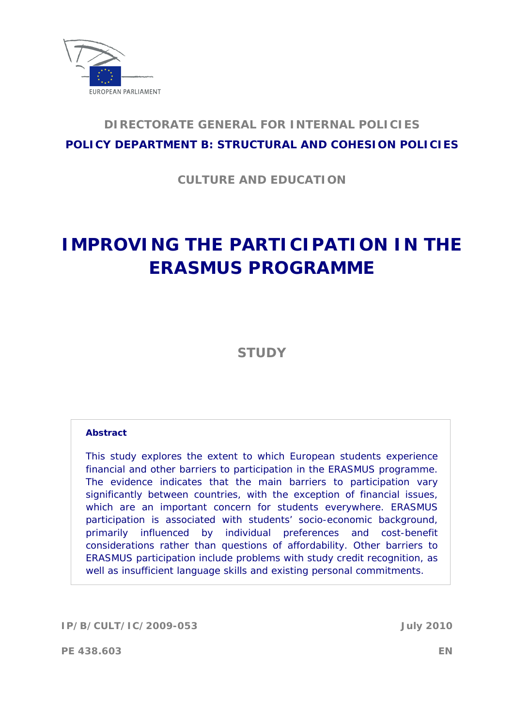EUROPEAN PARLIAMENT

**DIRECTORATE GENERAL FOR INTERNAL POLICIES**

**POLICY DEPARTMENT B: STRUCTURAL AND COHESION POLICIES**

**CULTURE AND EDUCATION**

# IMPROVING THE PARTICIPATION IN THE ERASMUS PROGRAMME

## STUDY

**Abstract**

This study explores the extent to which European students experience financial and other barriers to participation in the ERASMUS programme. The evidence indicates that the main barriers to participation vary significantly between countries, with the exception of financial issues, which are an important concern for students everywhere. ERASMUS participation is associated with students' socio-economic background, primarily influenced by individual preferences and cost-benefit considerations rather than questions of affordability. Other barriers to ERASMUS participation include problems with study credit recognition, as well as insufficient language skills and existing personal commitments.

**IP/B/CULT/IC/2009-053** **July 2010**

**PE 438.603** **EN**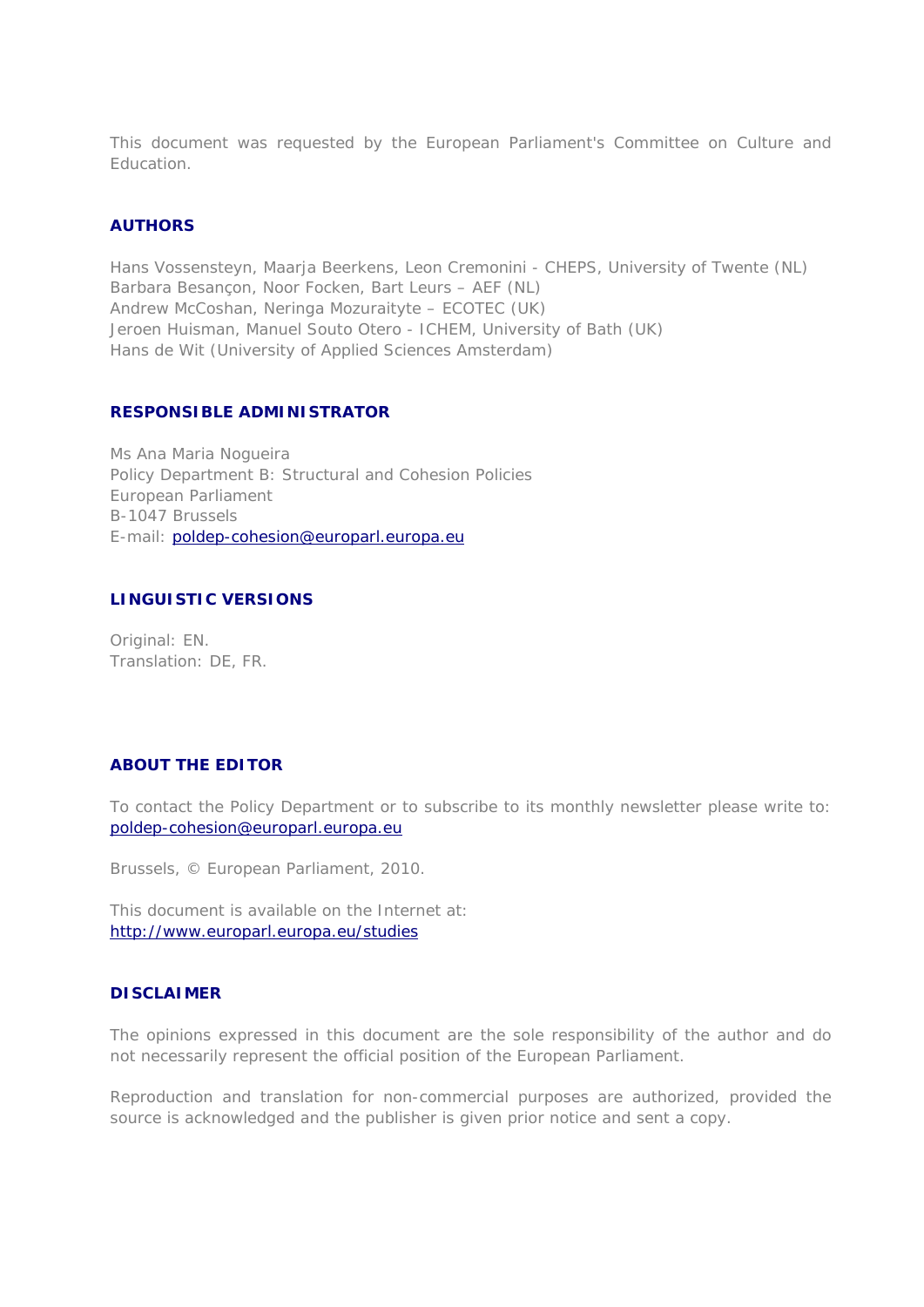This document was requested by the European Parliament's Committee on Culture and Education.

## AUTHORS

Hans Vossensteyn, Maarja Beerkens, Leon Cremonini - CHEPS, University of Twente (NL)
Barbara Besançon, Noor Focken, Bart Leurs – AEF (NL)
Andrew McCoshan, Neringa Mozuraityte – ECOTEC (UK)
Jeroen Huisman, Manuel Souto Otero - ICHEM, University of Bath (UK)
Hans de Wit (University of Applied Sciences Amsterdam)

## RESPONSIBLE ADMINISTRATOR

Ms Ana Maria Nogueira
Policy Department B: Structural and Cohesion Policies
European Parliament
B-1047 Brussels
E-mail: poldep-cohesion@europarl.europa.eu

## LINGUISTIC VERSIONS

Original: EN.
Translation: DE, FR.

## ABOUT THE EDITOR

To contact the Policy Department or to subscribe to its monthly newsletter please write to: poldep-cohesion@europarl.europa.eu

Brussels, © European Parliament, 2010.

This document is available on the Internet at:
http://www.europarl.europa.eu/studies

## DISCLAIMER

The opinions expressed in this document are the sole responsibility of the author and do not necessarily represent the official position of the European Parliament.

Reproduction and translation for non-commercial purposes are authorized, provided the source is acknowledged and the publisher is given prior notice and sent a copy.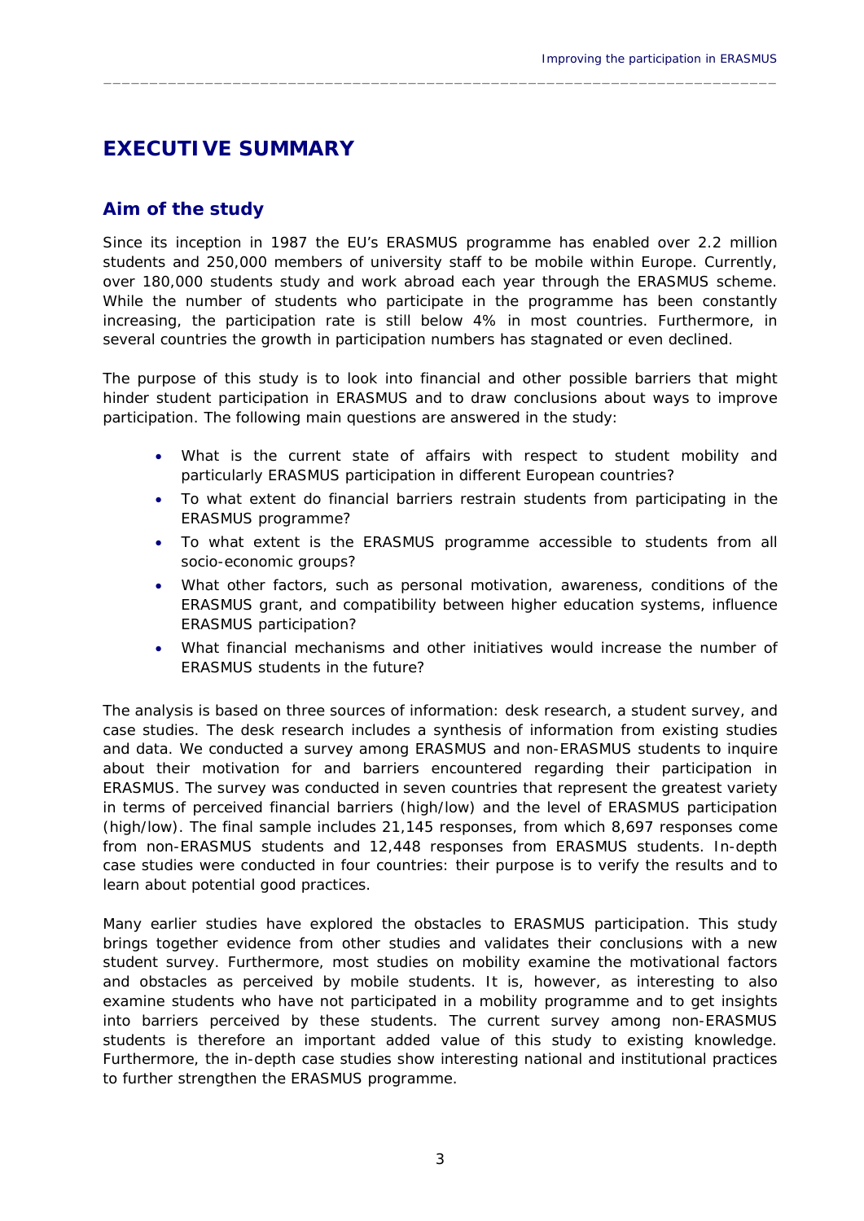# EXECUTIVE SUMMARY

## Aim of the study

Since its inception in 1987 the EU's ERASMUS programme has enabled over 2.2 million students and 250,000 members of university staff to be mobile within Europe. Currently, over 180,000 students study and work abroad each year through the ERASMUS scheme. While the number of students who participate in the programme has been constantly increasing, the participation rate is still below 4% in most countries. Furthermore, in several countries the growth in participation numbers has stagnated or even declined.

The purpose of this study is to look into financial and other possible barriers that might hinder student participation in ERASMUS and to draw conclusions about ways to improve participation. The following main questions are answered in the study:

- What is the current state of affairs with respect to student mobility and particularly ERASMUS participation in different European countries?
- To what extent do financial barriers restrain students from participating in the ERASMUS programme?
- To what extent is the ERASMUS programme accessible to students from all socio-economic groups?
- What other factors, such as personal motivation, awareness, conditions of the ERASMUS grant, and compatibility between higher education systems, influence ERASMUS participation?
- What financial mechanisms and other initiatives would increase the number of ERASMUS students in the future?

The analysis is based on three sources of information: desk research, a student survey, and case studies. The desk research includes a synthesis of information from existing studies and data. We conducted a survey among ERASMUS and non-ERASMUS students to inquire about their motivation for and barriers encountered regarding their participation in ERASMUS. The survey was conducted in seven countries that represent the greatest variety in terms of perceived financial barriers (high/low) and the level of ERASMUS participation (high/low). The final sample includes 21,145 responses, from which 8,697 responses come from non-ERASMUS students and 12,448 responses from ERASMUS students. In-depth case studies were conducted in four countries: their purpose is to verify the results and to learn about potential good practices.

Many earlier studies have explored the obstacles to ERASMUS participation. This study brings together evidence from other studies and validates their conclusions with a new student survey. Furthermore, most studies on mobility examine the motivational factors and obstacles as perceived by mobile students. It is, however, as interesting to also examine students who have not participated in a mobility programme and to get insights into barriers perceived by these students. The current survey among non-ERASMUS students is therefore an important added value of this study to existing knowledge. Furthermore, the in-depth case studies show interesting national and institutional practices to further strengthen the ERASMUS programme.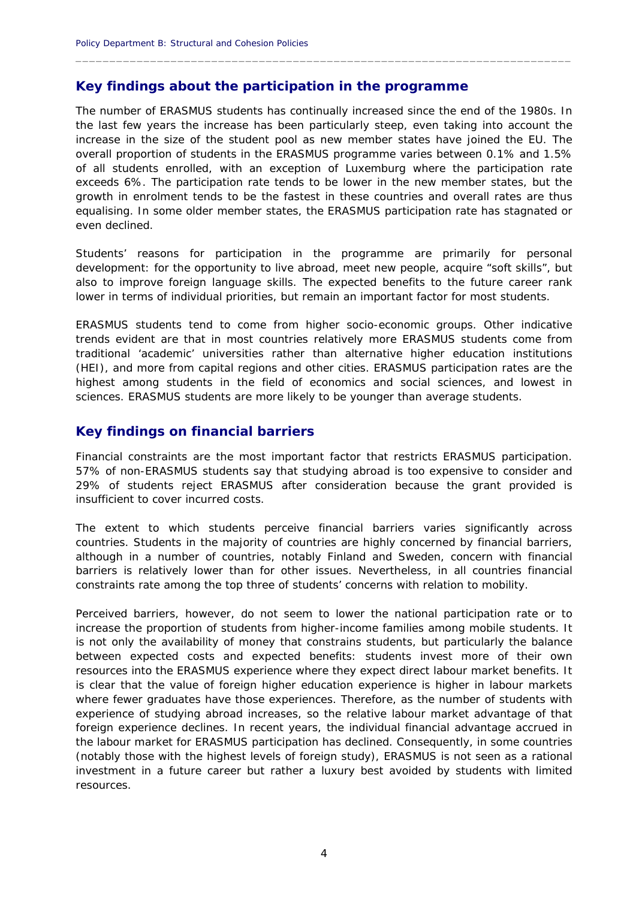## Key findings about the participation in the programme

The number of ERASMUS students has continually increased since the end of the 1980s. In the last few years the increase has been particularly steep, even taking into account the increase in the size of the student pool as new member states have joined the EU. The overall proportion of students in the ERASMUS programme varies between 0.1% and 1.5% of all students enrolled, with an exception of Luxemburg where the participation rate exceeds 6%. The participation rate tends to be lower in the new member states, but the growth in enrolment tends to be the fastest in these countries and overall rates are thus equalising. In some older member states, the ERASMUS participation rate has stagnated or even declined.

Students' reasons for participation in the programme are primarily for personal development: for the opportunity to live abroad, meet new people, acquire "soft skills", but also to improve foreign language skills. The expected benefits to the future career rank lower in terms of individual priorities, but remain an important factor for most students.

ERASMUS students tend to come from higher socio-economic groups. Other indicative trends evident are that in most countries relatively more ERASMUS students come from traditional 'academic' universities rather than alternative higher education institutions (HEI), and more from capital regions and other cities. ERASMUS participation rates are the highest among students in the field of economics and social sciences, and lowest in sciences. ERASMUS students are more likely to be younger than average students.

## Key findings on financial barriers

Financial constraints are the most important factor that restricts ERASMUS participation. 57% of non-ERASMUS students say that studying abroad is too expensive to consider and 29% of students reject ERASMUS after consideration because the grant provided is insufficient to cover incurred costs.

The extent to which students perceive financial barriers varies significantly across countries. Students in the majority of countries are highly concerned by financial barriers, although in a number of countries, notably Finland and Sweden, concern with financial barriers is relatively lower than for other issues. Nevertheless, in all countries financial constraints rate among the top three of students' concerns with relation to mobility.

Perceived barriers, however, do not seem to lower the national participation rate or to increase the proportion of students from higher-income families among mobile students. It is not only the availability of money that constrains students, but particularly the balance between expected costs and expected benefits: students invest more of their own resources into the ERASMUS experience where they expect direct labour market benefits. It is clear that the value of foreign higher education experience is higher in labour markets where fewer graduates have those experiences. Therefore, as the number of students with experience of studying abroad increases, so the relative labour market advantage of that foreign experience declines. In recent years, the individual financial advantage accrued in the labour market for ERASMUS participation has declined. Consequently, in some countries (notably those with the highest levels of foreign study), ERASMUS is not seen as a rational investment in a future career but rather a luxury best avoided by students with limited resources.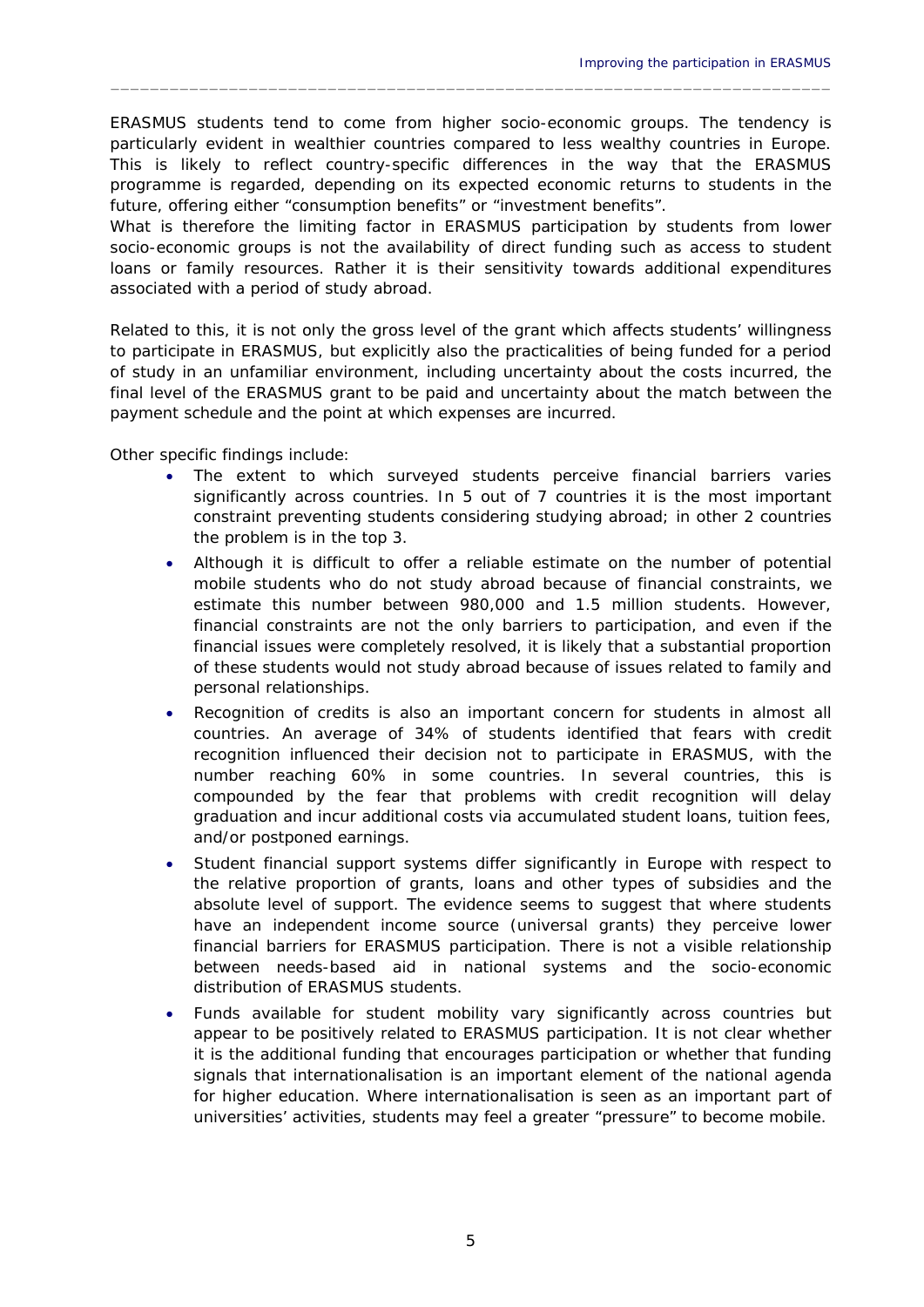ERASMUS students tend to come from higher socio-economic groups. The tendency is particularly evident in wealthier countries compared to less wealthy countries in Europe. This is likely to reflect country-specific differences in the way that the ERASMUS programme is regarded, depending on its expected economic returns to students in the future, offering either "consumption benefits" or "investment benefits".

What is therefore the limiting factor in ERASMUS participation by students from lower socio-economic groups is not the availability of direct funding such as access to student loans or family resources. Rather it is their sensitivity towards additional expenditures associated with a period of study abroad.

Related to this, it is not only the gross level of the grant which affects students' willingness to participate in ERASMUS, but explicitly also the practicalities of being funded for a period of study in an unfamiliar environment, including uncertainty about the costs incurred, the final level of the ERASMUS grant to be paid and uncertainty about the match between the payment schedule and the point at which expenses are incurred.

Other specific findings include:

- The extent to which surveyed students perceive financial barriers varies significantly across countries. In 5 out of 7 countries it is the most important constraint preventing students considering studying abroad; in other 2 countries the problem is in the top 3.
- Although it is difficult to offer a reliable estimate on the number of potential mobile students who do not study abroad because of financial constraints, we estimate this number between 980,000 and 1.5 million students. However, financial constraints are not the only barriers to participation, and even if the financial issues were completely resolved, it is likely that a substantial proportion of these students would not study abroad because of issues related to family and personal relationships.
- Recognition of credits is also an important concern for students in almost all countries. An average of 34% of students identified that fears with credit recognition influenced their decision not to participate in ERASMUS, with the number reaching 60% in some countries. In several countries, this is compounded by the fear that problems with credit recognition will delay graduation and incur additional costs via accumulated student loans, tuition fees, and/or postponed earnings.
- Student financial support systems differ significantly in Europe with respect to the relative proportion of grants, loans and other types of subsidies and the absolute level of support. The evidence seems to suggest that where students have an independent income source (universal grants) they perceive lower financial barriers for ERASMUS participation. There is not a visible relationship between needs-based aid in national systems and the socio-economic distribution of ERASMUS students.
- Funds available for student mobility vary significantly across countries but appear to be positively related to ERASMUS participation. It is not clear whether it is the additional funding that encourages participation or whether that funding signals that internationalisation is an important element of the national agenda for higher education. Where internationalisation is seen as an important part of universities' activities, students may feel a greater "pressure" to become mobile.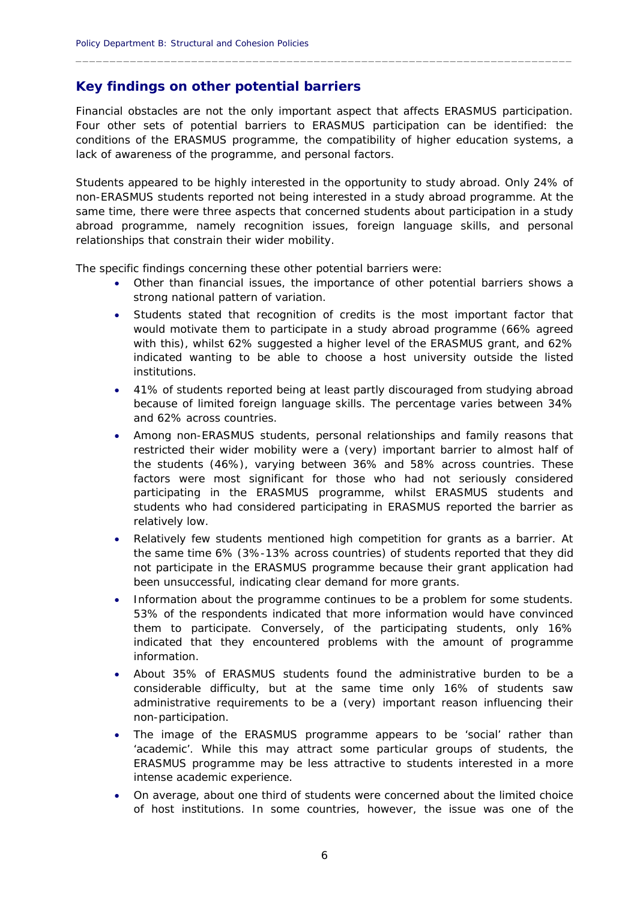## Key findings on other potential barriers

Financial obstacles are not the only important aspect that affects ERASMUS participation. Four other sets of potential barriers to ERASMUS participation can be identified: the conditions of the ERASMUS programme, the compatibility of higher education systems, a lack of awareness of the programme, and personal factors.

Students appeared to be highly interested in the opportunity to study abroad. Only 24% of non-ERASMUS students reported not being interested in a study abroad programme. At the same time, there were three aspects that concerned students about participation in a study abroad programme, namely recognition issues, foreign language skills, and personal relationships that constrain their wider mobility.

The specific findings concerning these other potential barriers were:

- Other than financial issues, the importance of other potential barriers shows a strong national pattern of variation.
- Students stated that recognition of credits is the most important factor that would motivate them to participate in a study abroad programme (66% agreed with this), whilst 62% suggested a higher level of the ERASMUS grant, and 62% indicated wanting to be able to choose a host university outside the listed institutions.
- 41% of students reported being at least partly discouraged from studying abroad because of limited foreign language skills. The percentage varies between 34% and 62% across countries.
- Among non-ERASMUS students, personal relationships and family reasons that restricted their wider mobility were a (very) important barrier to almost half of the students (46%), varying between 36% and 58% across countries. These factors were most significant for those who had not seriously considered participating in the ERASMUS programme, whilst ERASMUS students and students who had considered participating in ERASMUS reported the barrier as relatively low.
- Relatively few students mentioned high competition for grants as a barrier. At the same time 6% (3%-13% across countries) of students reported that they did not participate in the ERASMUS programme because their grant application had been unsuccessful, indicating clear demand for more grants.
- Information about the programme continues to be a problem for some students. 53% of the respondents indicated that more information would have convinced them to participate. Conversely, of the participating students, only 16% indicated that they encountered problems with the amount of programme information.
- About 35% of ERASMUS students found the administrative burden to be a considerable difficulty, but at the same time only 16% of students saw administrative requirements to be a (very) important reason influencing their non-participation.
- The image of the ERASMUS programme appears to be 'social' rather than 'academic'. While this may attract some particular groups of students, the ERASMUS programme may be less attractive to students interested in a more intense academic experience.
- On average, about one third of students were concerned about the limited choice of host institutions. In some countries, however, the issue was one of the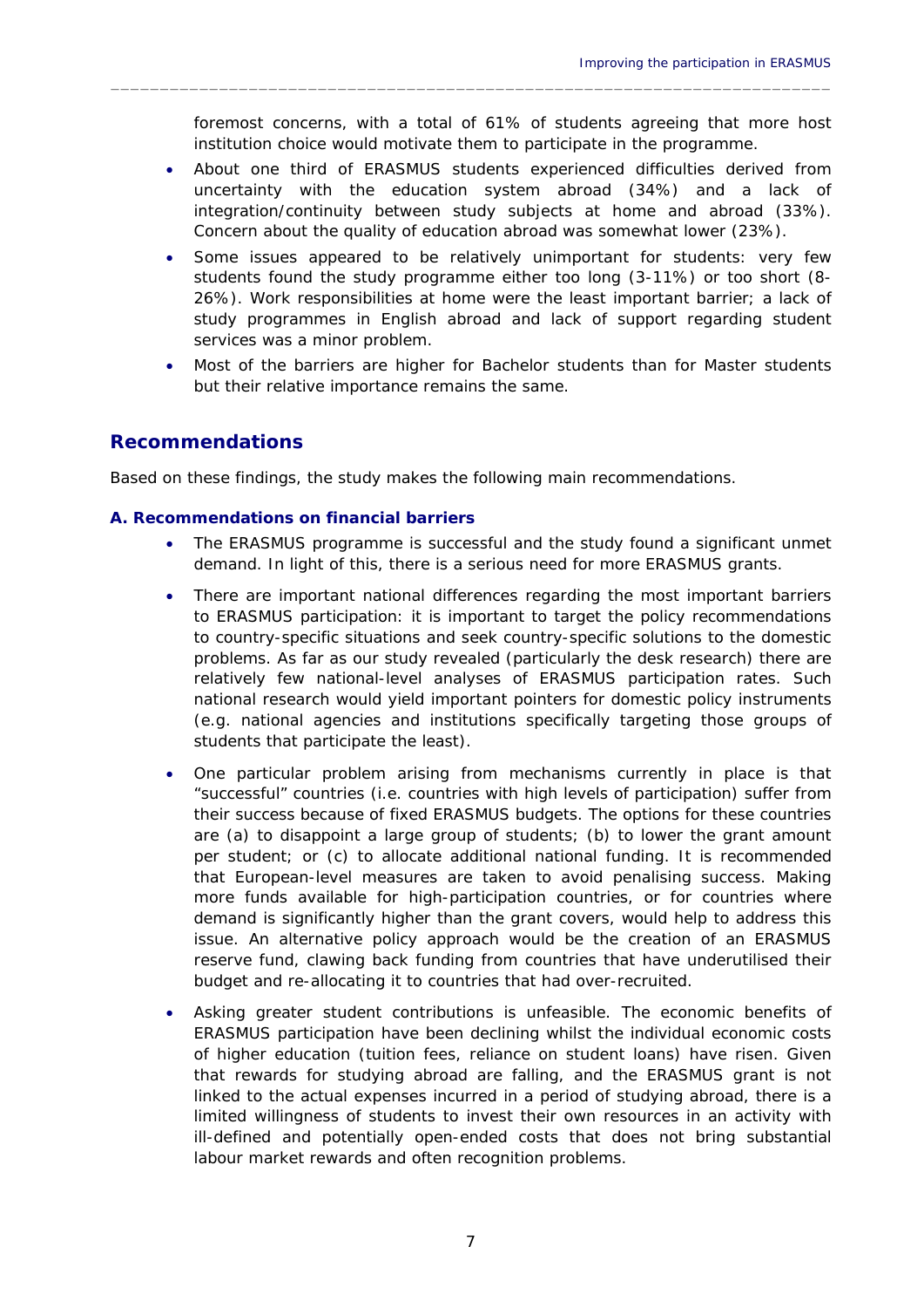foremost concerns, with a total of 61% of students agreeing that more host institution choice would motivate them to participate in the programme.

- About one third of ERASMUS students experienced difficulties derived from uncertainty with the education system abroad (34%) and a lack of integration/continuity between study subjects at home and abroad (33%). Concern about the quality of education abroad was somewhat lower (23%).
- Some issues appeared to be relatively unimportant for students: very few students found the study programme either too long (3-11%) or too short (8-26%). Work responsibilities at home were the least important barrier; a lack of study programmes in English abroad and lack of support regarding student services was a minor problem.
- Most of the barriers are higher for Bachelor students than for Master students but their relative importance remains the same.

## Recommendations

Based on these findings, the study makes the following main recommendations.

### A. Recommendations on financial barriers

- The ERASMUS programme is successful and the study found a significant unmet demand. In light of this, there is a serious need for more ERASMUS grants.
- There are important national differences regarding the most important barriers to ERASMUS participation: it is important to target the policy recommendations to country-specific situations and seek country-specific solutions to the domestic problems. As far as our study revealed (particularly the desk research) there are relatively few national-level analyses of ERASMUS participation rates. Such national research would yield important pointers for domestic policy instruments (e.g. national agencies and institutions specifically targeting those groups of students that participate the least).
- One particular problem arising from mechanisms currently in place is that "successful" countries (i.e. countries with high levels of participation) suffer from their success because of fixed ERASMUS budgets. The options for these countries are (a) to disappoint a large group of students; (b) to lower the grant amount per student; or (c) to allocate additional national funding. It is recommended that European-level measures are taken to avoid penalising success. Making more funds available for high-participation countries, or for countries where demand is significantly higher than the grant covers, would help to address this issue. An alternative policy approach would be the creation of an ERASMUS reserve fund, clawing back funding from countries that have underutilised their budget and re-allocating it to countries that had over-recruited.
- Asking greater student contributions is unfeasible. The economic benefits of ERASMUS participation have been declining whilst the individual economic costs of higher education (tuition fees, reliance on student loans) have risen. Given that rewards for studying abroad are falling, and the ERASMUS grant is not linked to the actual expenses incurred in a period of studying abroad, there is a limited willingness of students to invest their own resources in an activity with ill-defined and potentially open-ended costs that does not bring substantial labour market rewards and often recognition problems.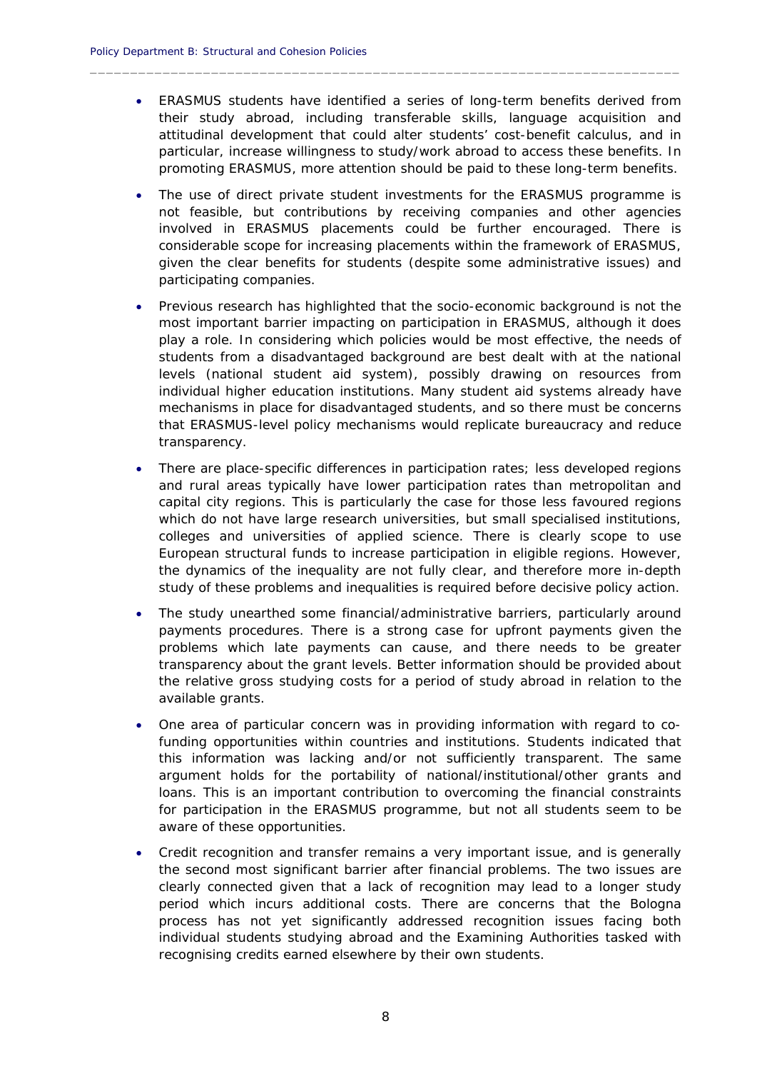- ERASMUS students have identified a series of long-term benefits derived from their study abroad, including transferable skills, language acquisition and attitudinal development that could alter students' cost-benefit calculus, and in particular, increase willingness to study/work abroad to access these benefits. In promoting ERASMUS, more attention should be paid to these long-term benefits.

- The use of direct private student investments for the ERASMUS programme is not feasible, but contributions by receiving companies and other agencies involved in ERASMUS placements could be further encouraged. There is considerable scope for increasing placements within the framework of ERASMUS, given the clear benefits for students (despite some administrative issues) and participating companies.

- Previous research has highlighted that the socio-economic background is not the most important barrier impacting on participation in ERASMUS, although it does play a role. In considering which policies would be most effective, the needs of students from a disadvantaged background are best dealt with at the national levels (national student aid system), possibly drawing on resources from individual higher education institutions. Many student aid systems already have mechanisms in place for disadvantaged students, and so there must be concerns that ERASMUS-level policy mechanisms would replicate bureaucracy and reduce transparency.

- There are place-specific differences in participation rates; less developed regions and rural areas typically have lower participation rates than metropolitan and capital city regions. This is particularly the case for those less favoured regions which do not have large research universities, but small specialised institutions, colleges and universities of applied science. There is clearly scope to use European structural funds to increase participation in eligible regions. However, the dynamics of the inequality are not fully clear, and therefore more in-depth study of these problems and inequalities is required before decisive policy action.

- The study unearthed some financial/administrative barriers, particularly around payments procedures. There is a strong case for upfront payments given the problems which late payments can cause, and there needs to be greater transparency about the grant levels. Better information should be provided about the relative gross studying costs for a period of study abroad in relation to the available grants.

- One area of particular concern was in providing information with regard to co-funding opportunities within countries and institutions. Students indicated that this information was lacking and/or not sufficiently transparent. The same argument holds for the portability of national/institutional/other grants and loans. This is an important contribution to overcoming the financial constraints for participation in the ERASMUS programme, but not all students seem to be aware of these opportunities.

- Credit recognition and transfer remains a very important issue, and is generally the second most significant barrier after financial problems. The two issues are clearly connected given that a lack of recognition may lead to a longer study period which incurs additional costs. There are concerns that the Bologna process has not yet significantly addressed recognition issues facing both individual students studying abroad and the Examining Authorities tasked with recognising credits earned elsewhere by their own students.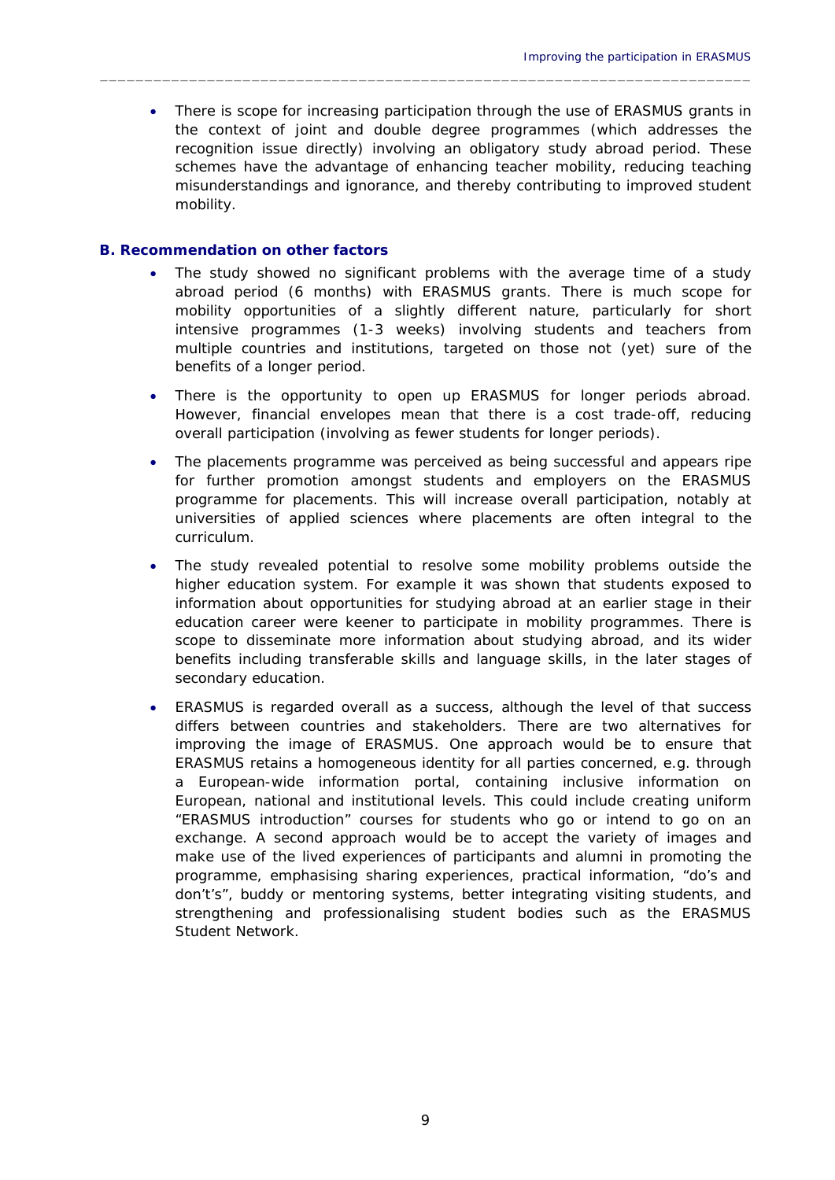- There is scope for increasing participation through the use of ERASMUS grants in the context of joint and double degree programmes (which addresses the recognition issue directly) involving an obligatory study abroad period. These schemes have the advantage of enhancing teacher mobility, reducing teaching misunderstandings and ignorance, and thereby contributing to improved student mobility.

### B. Recommendation on other factors

- The study showed no significant problems with the average time of a study abroad period (6 months) with ERASMUS grants. There is much scope for mobility opportunities of a slightly different nature, particularly for short intensive programmes (1-3 weeks) involving students and teachers from multiple countries and institutions, targeted on those not (yet) sure of the benefits of a longer period.
- There is the opportunity to open up ERASMUS for longer periods abroad. However, financial envelopes mean that there is a cost trade-off, reducing overall participation (involving as fewer students for longer periods).
- The placements programme was perceived as being successful and appears ripe for further promotion amongst students and employers on the ERASMUS programme for placements. This will increase overall participation, notably at universities of applied sciences where placements are often integral to the curriculum.
- The study revealed potential to resolve some mobility problems outside the higher education system. For example it was shown that students exposed to information about opportunities for studying abroad at an earlier stage in their education career were keener to participate in mobility programmes. There is scope to disseminate more information about studying abroad, and its wider benefits including transferable skills and language skills, in the later stages of secondary education.
- ERASMUS is regarded overall as a success, although the level of that success differs between countries and stakeholders. There are two alternatives for improving the image of ERASMUS. One approach would be to ensure that ERASMUS retains a homogeneous identity for all parties concerned, e.g. through a European-wide information portal, containing inclusive information on European, national and institutional levels. This could include creating uniform "ERASMUS introduction" courses for students who go or intend to go on an exchange. A second approach would be to accept the variety of images and make use of the lived experiences of participants and alumni in promoting the programme, emphasising sharing experiences, practical information, "do's and don't's", buddy or mentoring systems, better integrating visiting students, and strengthening and professionalising student bodies such as the ERASMUS Student Network.